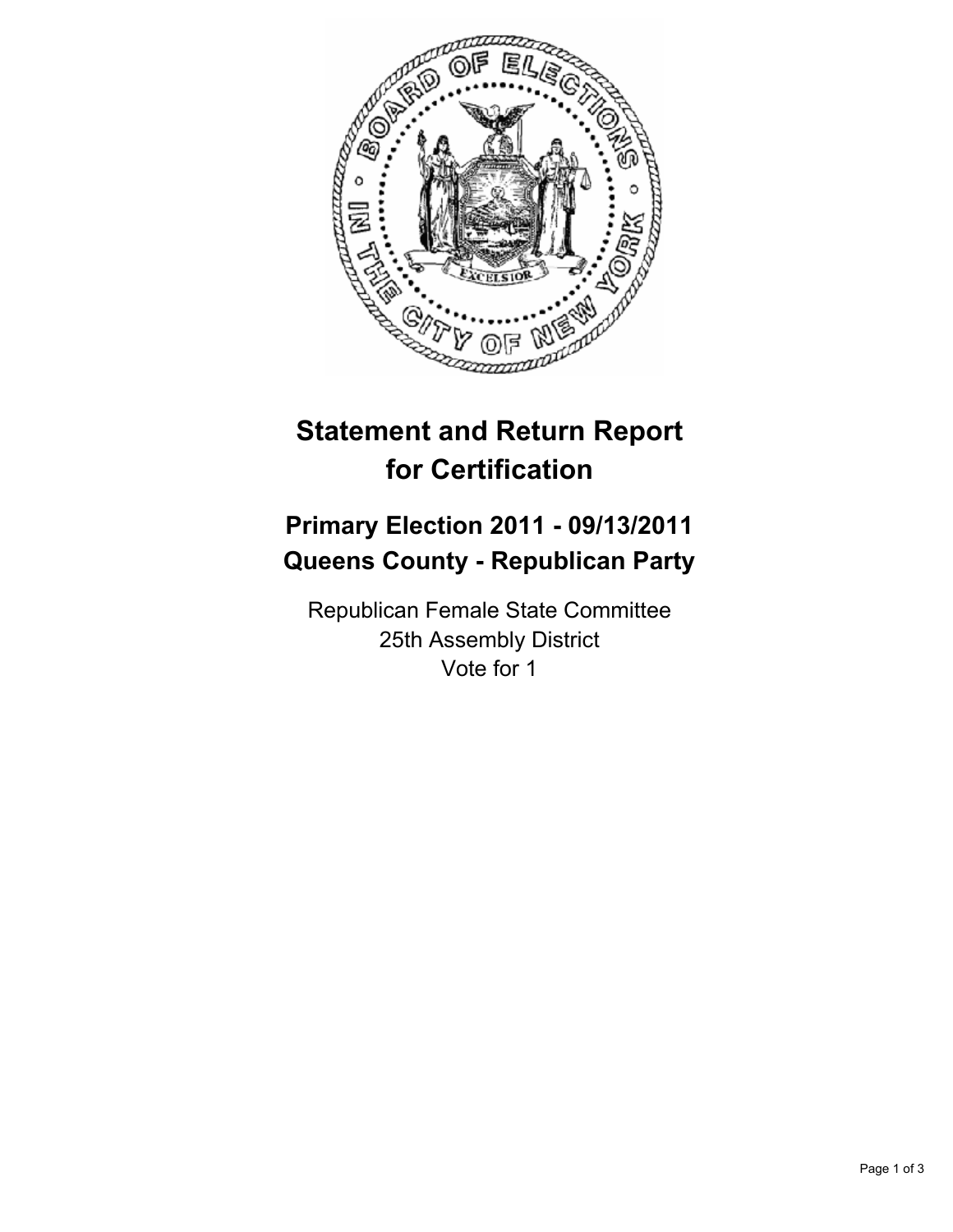# Statement and Return Report for Certification

## Primary Election 2011 - 09/13/2011
## Queens County - Republican Party

Republican Female State Committee
25th Assembly District
Vote for 1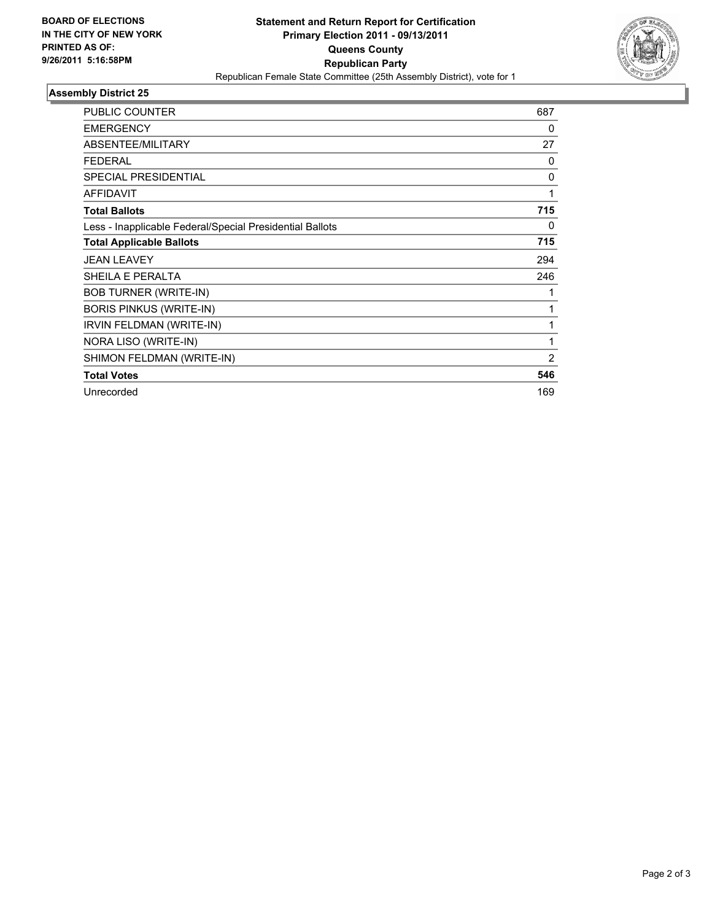**BOARD OF ELECTIONS IN THE CITY OF NEW YORK PRINTED AS OF: 9/26/2011 5:16:58PM**

# Statement and Return Report for Certification
## Primary Election 2011 - 09/13/2011
## Queens County
## Republican Party

Republican Female State Committee (25th Assembly District), vote for 1

### Assembly District 25

| | |
|---|---|
| PUBLIC COUNTER | 687 |
| EMERGENCY | 0 |
| ABSENTEE/MILITARY | 27 |
| FEDERAL | 0 |
| SPECIAL PRESIDENTIAL | 0 |
| AFFIDAVIT | 1 |
| **Total Ballots** | **715** |
| Less - Inapplicable Federal/Special Presidential Ballots | 0 |
| **Total Applicable Ballots** | **715** |
| JEAN LEAVEY | 294 |
| SHEILA E PERALTA | 246 |
| BOB TURNER (WRITE-IN) | 1 |
| BORIS PINKUS (WRITE-IN) | 1 |
| IRVIN FELDMAN (WRITE-IN) | 1 |
| NORA LISO (WRITE-IN) | 1 |
| SHIMON FELDMAN (WRITE-IN) | 2 |
| **Total Votes** | **546** |
| Unrecorded | 169 |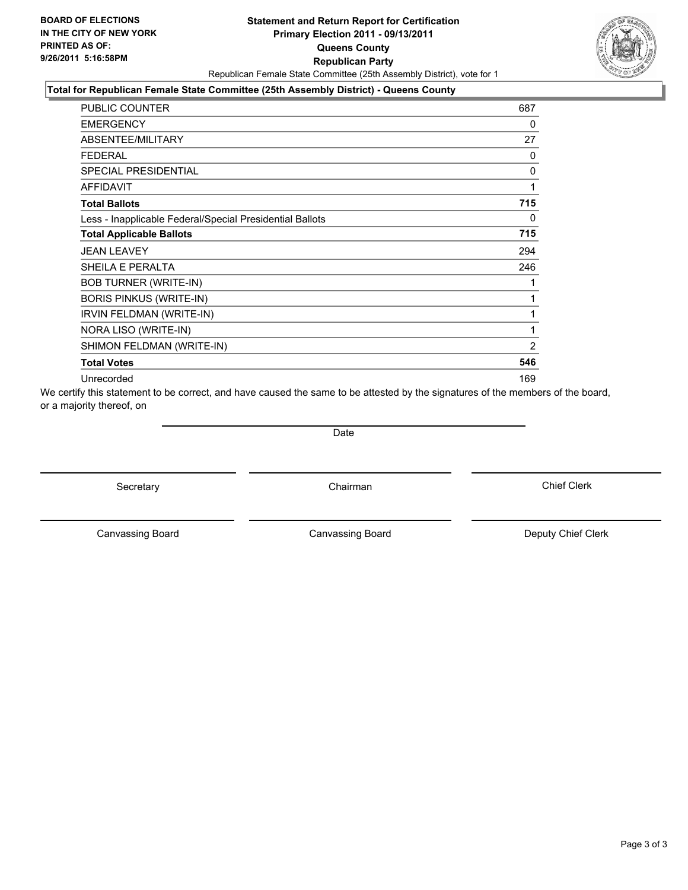**BOARD OF ELECTIONS**
**IN THE CITY OF NEW YORK**
**PRINTED AS OF:**
**9/26/2011 5:16:58PM**

# Statement and Return Report for Certification
## Primary Election 2011 - 09/13/2011
## Queens County
## Republican Party

Republican Female State Committee (25th Assembly District), vote for 1

### Total for Republican Female State Committee (25th Assembly District) - Queens County

| | |
|---|---|
| PUBLIC COUNTER | 687 |
| EMERGENCY | 0 |
| ABSENTEE/MILITARY | 27 |
| FEDERAL | 0 |
| SPECIAL PRESIDENTIAL | 0 |
| AFFIDAVIT | 1 |
| **Total Ballots** | **715** |
| Less - Inapplicable Federal/Special Presidential Ballots | 0 |
| **Total Applicable Ballots** | **715** |
| JEAN LEAVEY | 294 |
| SHEILA E PERALTA | 246 |
| BOB TURNER (WRITE-IN) | 1 |
| BORIS PINKUS (WRITE-IN) | 1 |
| IRVIN FELDMAN (WRITE-IN) | 1 |
| NORA LISO (WRITE-IN) | 1 |
| SHIMON FELDMAN (WRITE-IN) | 2 |
| **Total Votes** | **546** |
| Unrecorded | 169 |

We certify this statement to be correct, and have caused the same to be attested by the signatures of the members of the board, or a majority thereof, on

Date

Secretary

Chairman

Chief Clerk

Canvassing Board

Canvassing Board

Deputy Chief Clerk